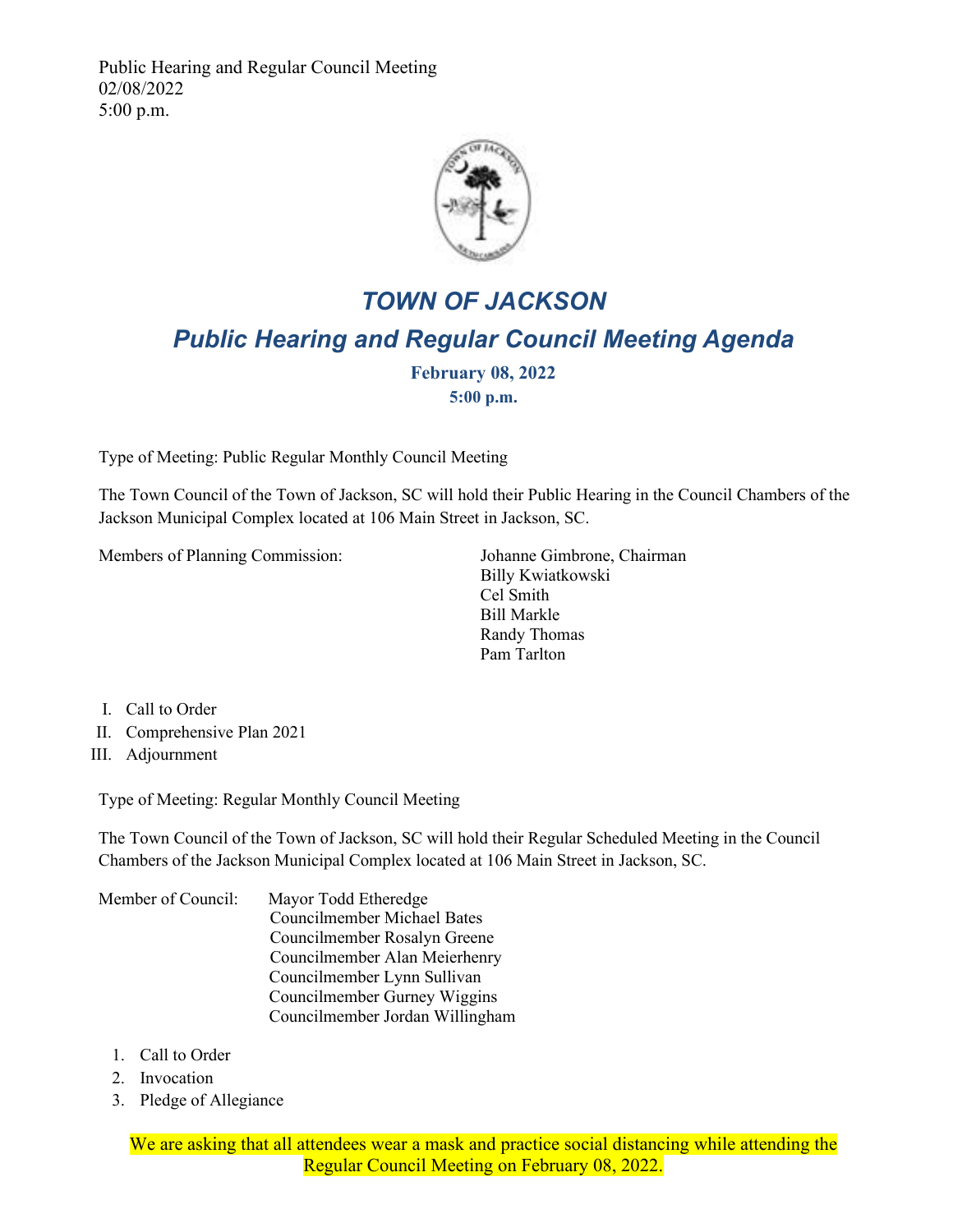Public Hearing and Regular Council Meeting
02/08/2022
5:00 p.m.

# *TOWN OF JACKSON*

## *Public Hearing and Regular Council Meeting Agenda*

**February 08, 2022**
**5:00 p.m.**

Type of Meeting: Public Regular Monthly Council Meeting

The Town Council of the Town of Jackson, SC will hold their Public Hearing in the Council Chambers of the Jackson Municipal Complex located at 106 Main Street in Jackson, SC.

Members of Planning Commission:

- Johanne Gimbrone, Chairman
- Billy Kwiatkowski
- Cel Smith
- Bill Markle
- Randy Thomas
- Pam Tarlton

I. Call to Order
II. Comprehensive Plan 2021
III. Adjournment

Type of Meeting: Regular Monthly Council Meeting

The Town Council of the Town of Jackson, SC will hold their Regular Scheduled Meeting in the Council Chambers of the Jackson Municipal Complex located at 106 Main Street in Jackson, SC.

Member of Council:

- Mayor Todd Etheredge
- Councilmember Michael Bates
- Councilmember Rosalyn Greene
- Councilmember Alan Meierhenry
- Councilmember Lynn Sullivan
- Councilmember Gurney Wiggins
- Councilmember Jordan Willingham

1. Call to Order
2. Invocation
3. Pledge of Allegiance

We are asking that all attendees wear a mask and practice social distancing while attending the Regular Council Meeting on February 08, 2022.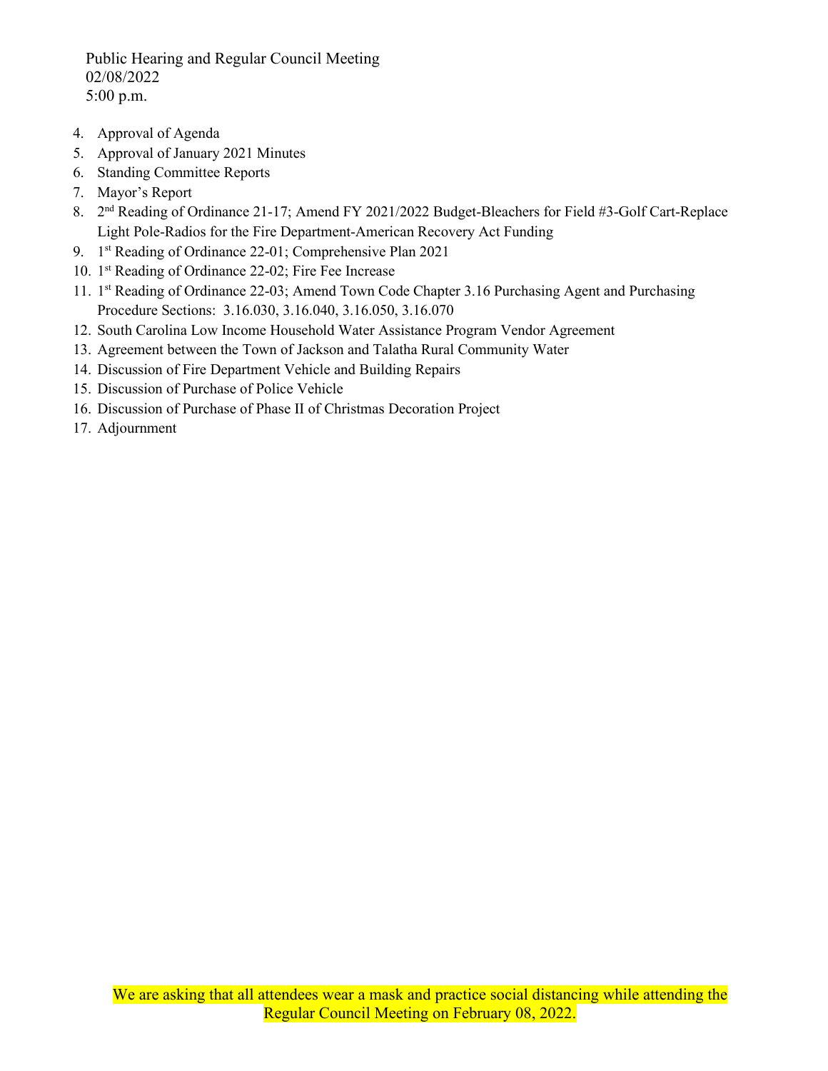Public Hearing and Regular Council Meeting
02/08/2022
5:00 p.m.

4. Approval of Agenda
5. Approval of January 2021 Minutes
6. Standing Committee Reports
7. Mayor's Report
8. 2nd Reading of Ordinance 21-17; Amend FY 2021/2022 Budget-Bleachers for Field #3-Golf Cart-Replace Light Pole-Radios for the Fire Department-American Recovery Act Funding
9. 1st Reading of Ordinance 22-01; Comprehensive Plan 2021
10. 1st Reading of Ordinance 22-02; Fire Fee Increase
11. 1st Reading of Ordinance 22-03; Amend Town Code Chapter 3.16 Purchasing Agent and Purchasing Procedure Sections: 3.16.030, 3.16.040, 3.16.050, 3.16.070
12. South Carolina Low Income Household Water Assistance Program Vendor Agreement
13. Agreement between the Town of Jackson and Talatha Rural Community Water
14. Discussion of Fire Department Vehicle and Building Repairs
15. Discussion of Purchase of Police Vehicle
16. Discussion of Purchase of Phase II of Christmas Decoration Project
17. Adjournment

We are asking that all attendees wear a mask and practice social distancing while attending the Regular Council Meeting on February 08, 2022.